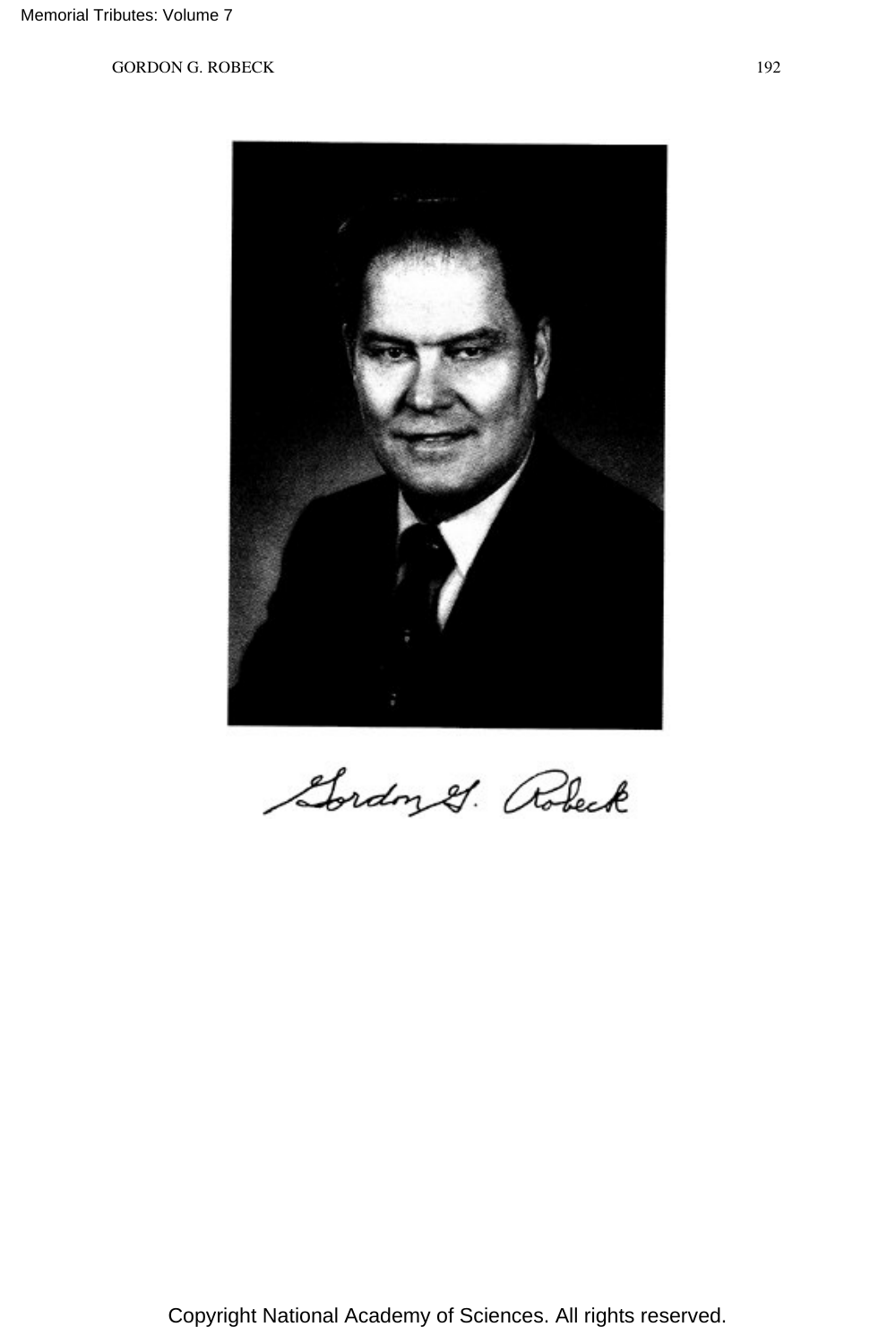Gordon G. Robeck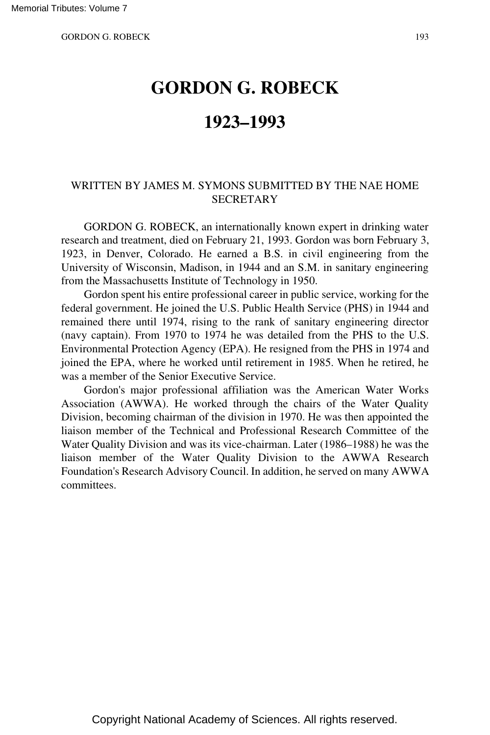# GORDON G. ROBECK

# 1923–1993

WRITTEN BY JAMES M. SYMONS SUBMITTED BY THE NAE HOME SECRETARY

GORDON G. ROBECK, an internationally known expert in drinking water research and treatment, died on February 21, 1993. Gordon was born February 3, 1923, in Denver, Colorado. He earned a B.S. in civil engineering from the University of Wisconsin, Madison, in 1944 and an S.M. in sanitary engineering from the Massachusetts Institute of Technology in 1950.

Gordon spent his entire professional career in public service, working for the federal government. He joined the U.S. Public Health Service (PHS) in 1944 and remained there until 1974, rising to the rank of sanitary engineering director (navy captain). From 1970 to 1974 he was detailed from the PHS to the U.S. Environmental Protection Agency (EPA). He resigned from the PHS in 1974 and joined the EPA, where he worked until retirement in 1985. When he retired, he was a member of the Senior Executive Service.

Gordon's major professional affiliation was the American Water Works Association (AWWA). He worked through the chairs of the Water Quality Division, becoming chairman of the division in 1970. He was then appointed the liaison member of the Technical and Professional Research Committee of the Water Quality Division and was its vice-chairman. Later (1986–1988) he was the liaison member of the Water Quality Division to the AWWA Research Foundation's Research Advisory Council. In addition, he served on many AWWA committees.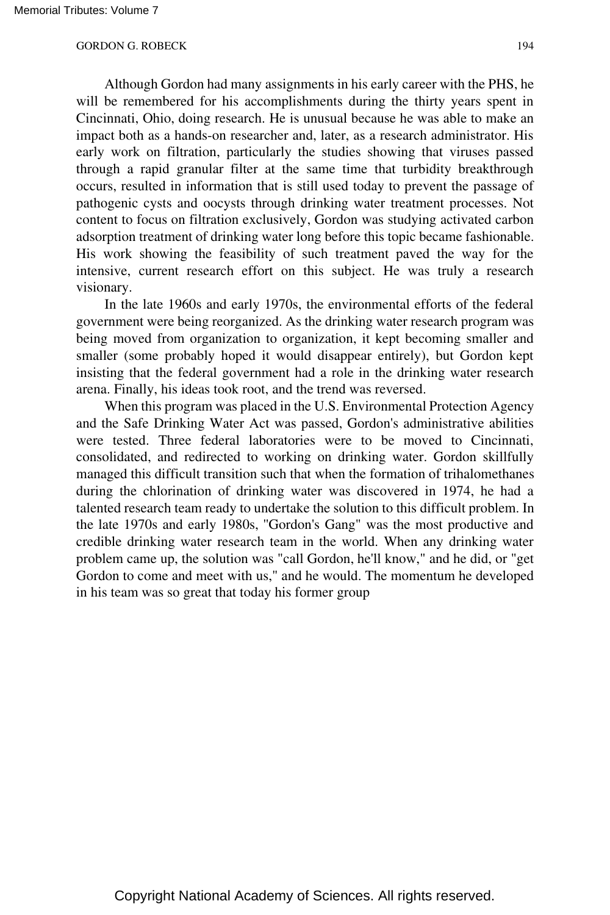Although Gordon had many assignments in his early career with the PHS, he will be remembered for his accomplishments during the thirty years spent in Cincinnati, Ohio, doing research. He is unusual because he was able to make an impact both as a hands-on researcher and, later, as a research administrator. His early work on filtration, particularly the studies showing that viruses passed through a rapid granular filter at the same time that turbidity breakthrough occurs, resulted in information that is still used today to prevent the passage of pathogenic cysts and oocysts through drinking water treatment processes. Not content to focus on filtration exclusively, Gordon was studying activated carbon adsorption treatment of drinking water long before this topic became fashionable. His work showing the feasibility of such treatment paved the way for the intensive, current research effort on this subject. He was truly a research visionary.

In the late 1960s and early 1970s, the environmental efforts of the federal government were being reorganized. As the drinking water research program was being moved from organization to organization, it kept becoming smaller and smaller (some probably hoped it would disappear entirely), but Gordon kept insisting that the federal government had a role in the drinking water research arena. Finally, his ideas took root, and the trend was reversed.

When this program was placed in the U.S. Environmental Protection Agency and the Safe Drinking Water Act was passed, Gordon's administrative abilities were tested. Three federal laboratories were to be moved to Cincinnati, consolidated, and redirected to working on drinking water. Gordon skillfully managed this difficult transition such that when the formation of trihalomethanes during the chlorination of drinking water was discovered in 1974, he had a talented research team ready to undertake the solution to this difficult problem. In the late 1970s and early 1980s, "Gordon's Gang" was the most productive and credible drinking water research team in the world. When any drinking water problem came up, the solution was "call Gordon, he'll know," and he did, or "get Gordon to come and meet with us," and he would. The momentum he developed in his team was so great that today his former group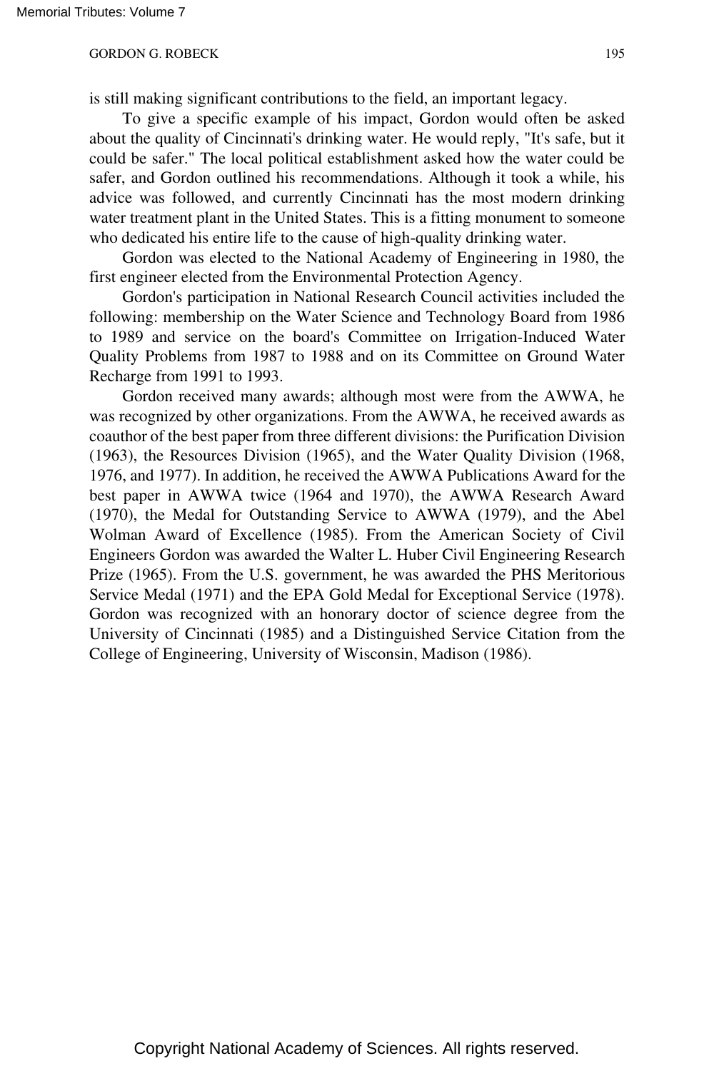is still making significant contributions to the field, an important legacy.

To give a specific example of his impact, Gordon would often be asked about the quality of Cincinnati's drinking water. He would reply, "It's safe, but it could be safer." The local political establishment asked how the water could be safer, and Gordon outlined his recommendations. Although it took a while, his advice was followed, and currently Cincinnati has the most modern drinking water treatment plant in the United States. This is a fitting monument to someone who dedicated his entire life to the cause of high-quality drinking water.

Gordon was elected to the National Academy of Engineering in 1980, the first engineer elected from the Environmental Protection Agency.

Gordon's participation in National Research Council activities included the following: membership on the Water Science and Technology Board from 1986 to 1989 and service on the board's Committee on Irrigation-Induced Water Quality Problems from 1987 to 1988 and on its Committee on Ground Water Recharge from 1991 to 1993.

Gordon received many awards; although most were from the AWWA, he was recognized by other organizations. From the AWWA, he received awards as coauthor of the best paper from three different divisions: the Purification Division (1963), the Resources Division (1965), and the Water Quality Division (1968, 1976, and 1977). In addition, he received the AWWA Publications Award for the best paper in AWWA twice (1964 and 1970), the AWWA Research Award (1970), the Medal for Outstanding Service to AWWA (1979), and the Abel Wolman Award of Excellence (1985). From the American Society of Civil Engineers Gordon was awarded the Walter L. Huber Civil Engineering Research Prize (1965). From the U.S. government, he was awarded the PHS Meritorious Service Medal (1971) and the EPA Gold Medal for Exceptional Service (1978). Gordon was recognized with an honorary doctor of science degree from the University of Cincinnati (1985) and a Distinguished Service Citation from the College of Engineering, University of Wisconsin, Madison (1986).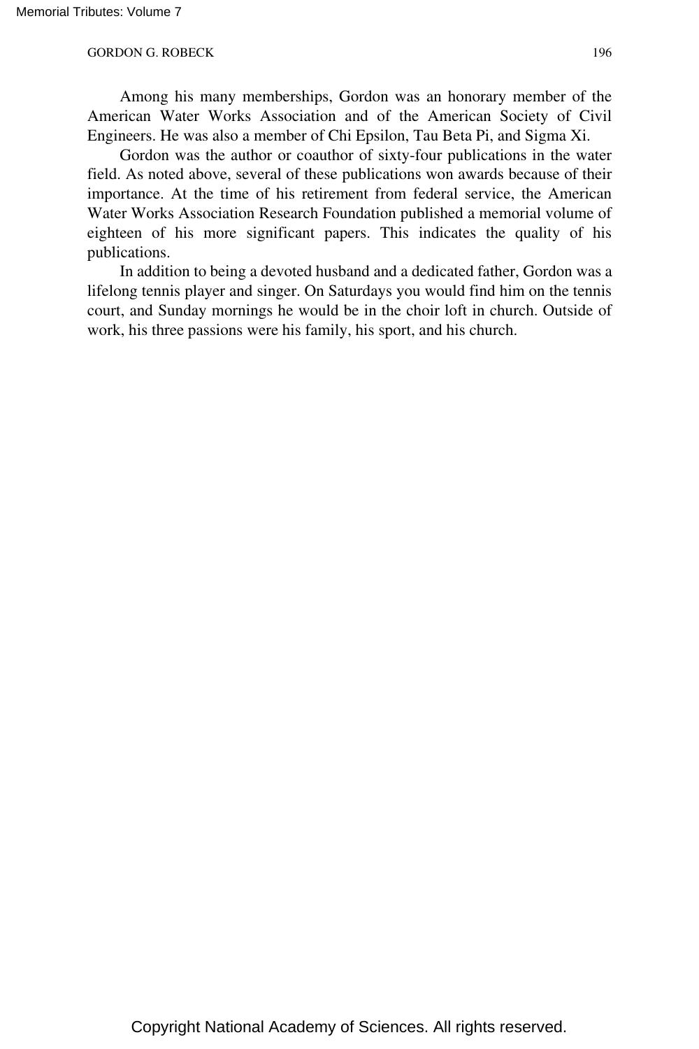Among his many memberships, Gordon was an honorary member of the American Water Works Association and of the American Society of Civil Engineers. He was also a member of Chi Epsilon, Tau Beta Pi, and Sigma Xi.

Gordon was the author or coauthor of sixty-four publications in the water field. As noted above, several of these publications won awards because of their importance. At the time of his retirement from federal service, the American Water Works Association Research Foundation published a memorial volume of eighteen of his more significant papers. This indicates the quality of his publications.

In addition to being a devoted husband and a dedicated father, Gordon was a lifelong tennis player and singer. On Saturdays you would find him on the tennis court, and Sunday mornings he would be in the choir loft in church. Outside of work, his three passions were his family, his sport, and his church.